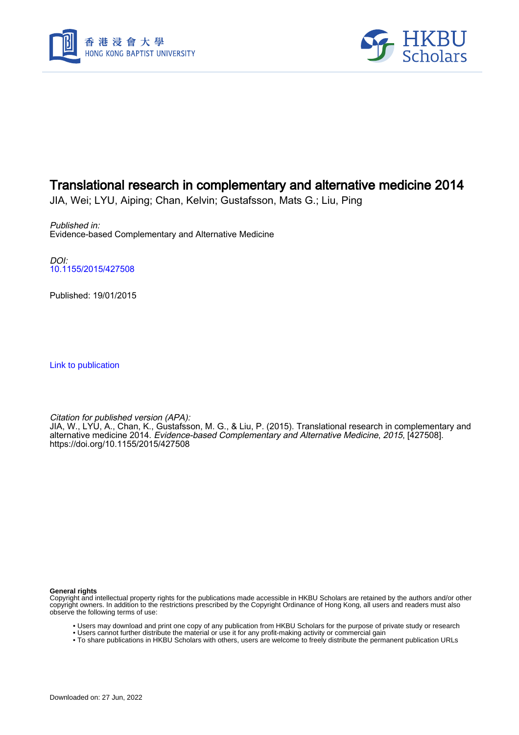# Translational research in complementary and alternative medicine 2014

JIA, Wei; LYU, Aiping; Chan, Kelvin; Gustafsson, Mats G.; Liu, Ping

*Published in:*
Evidence-based Complementary and Alternative Medicine

*DOI:*
10.1155/2015/427508

Published: 19/01/2015

Link to publication

*Citation for published version (APA):*
JIA, W., LYU, A., Chan, K., Gustafsson, M. G., & Liu, P. (2015). Translational research in complementary and alternative medicine 2014. *Evidence-based Complementary and Alternative Medicine*, *2015*, [427508]. https://doi.org/10.1155/2015/427508

**General rights**
Copyright and intellectual property rights for the publications made accessible in HKBU Scholars are retained by the authors and/or other copyright owners. In addition to the restrictions prescribed by the Copyright Ordinance of Hong Kong, all users and readers must also observe the following terms of use:

- Users may download and print one copy of any publication from HKBU Scholars for the purpose of private study or research
- Users cannot further distribute the material or use it for any profit-making activity or commercial gain
- To share publications in HKBU Scholars with others, users are welcome to freely distribute the permanent publication URLs

Downloaded on: 27 Jun, 2022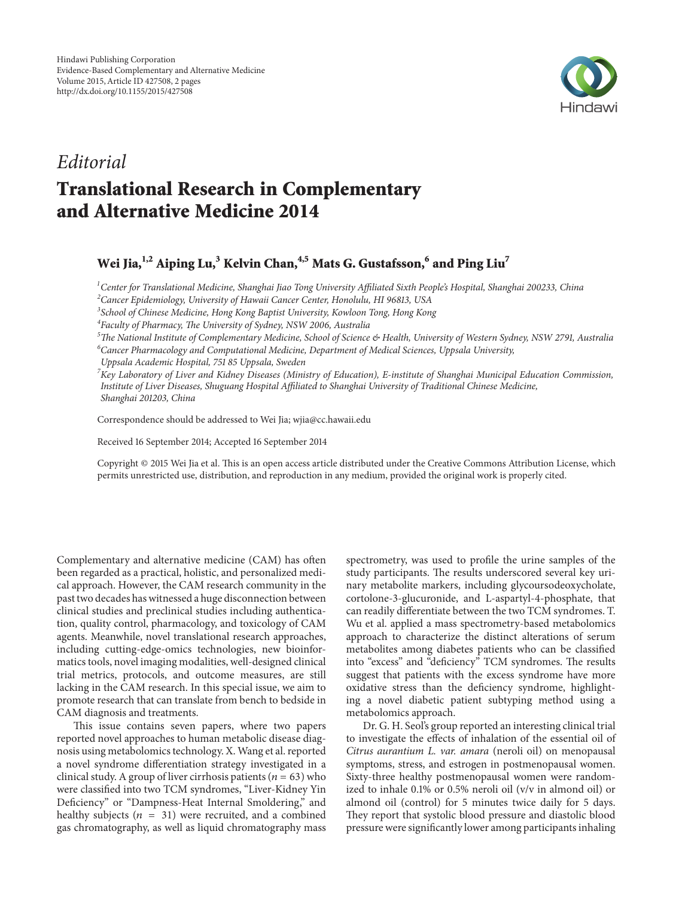Hindawi Publishing Corporation
Evidence-Based Complementary and Alternative Medicine
Volume 2015, Article ID 427508, 2 pages
http://dx.doi.org/10.1155/2015/427508

*Editorial*

# Translational Research in Complementary and Alternative Medicine 2014

**Wei Jia,[1,2] Aiping Lu,[3] Kelvin Chan,[4,5] Mats G. Gustafsson,[6] and Ping Liu[7]**

[1] *Center for Translational Medicine, Shanghai Jiao Tong University Affiliated Sixth People's Hospital, Shanghai 200233, China*
[2] *Cancer Epidemiology, University of Hawaii Cancer Center, Honolulu, HI 96813, USA*
[3] *School of Chinese Medicine, Hong Kong Baptist University, Kowloon Tong, Hong Kong*
[4] *Faculty of Pharmacy, The University of Sydney, NSW 2006, Australia*
[5] *The National Institute of Complementary Medicine, School of Science & Health, University of Western Sydney, NSW 2791, Australia*
[6] *Cancer Pharmacology and Computational Medicine, Department of Medical Sciences, Uppsala University, Uppsala Academic Hospital, 751 85 Uppsala, Sweden*
[7] *Key Laboratory of Liver and Kidney Diseases (Ministry of Education), E-institute of Shanghai Municipal Education Commission, Institute of Liver Diseases, Shuguang Hospital Affiliated to Shanghai University of Traditional Chinese Medicine, Shanghai 201203, China*

Correspondence should be addressed to Wei Jia; wjia@cc.hawaii.edu

Received 16 September 2014; Accepted 16 September 2014

Copyright © 2015 Wei Jia et al. This is an open access article distributed under the Creative Commons Attribution License, which permits unrestricted use, distribution, and reproduction in any medium, provided the original work is properly cited.

Complementary and alternative medicine (CAM) has often been regarded as a practical, holistic, and personalized medical approach. However, the CAM research community in the past two decades has witnessed a huge disconnection between clinical studies and preclinical studies including authentication, quality control, pharmacology, and toxicology of CAM agents. Meanwhile, novel translational research approaches, including cutting-edge-omics technologies, new bioinformatics tools, novel imaging modalities, well-designed clinical trial metrics, protocols, and outcome measures, are still lacking in the CAM research. In this special issue, we aim to promote research that can translate from bench to bedside in CAM diagnosis and treatments.

This issue contains seven papers, where two papers reported novel approaches to human metabolic disease diagnosis using metabolomics technology. X. Wang et al. reported a novel syndrome differentiation strategy investigated in a clinical study. A group of liver cirrhosis patients ($n = 63$) who were classified into two TCM syndromes, "Liver-Kidney Yin Deficiency" or "Dampness-Heat Internal Smoldering," and healthy subjects ($n = 31$) were recruited, and a combined gas chromatography, as well as liquid chromatography mass spectrometry, was used to profile the urine samples of the study participants. The results underscored several key urinary metabolite markers, including glycoursodeoxycholate, cortolone-3-glucuronide, and L-aspartyl-4-phosphate, that can readily differentiate between the two TCM syndromes. T. Wu et al. applied a mass spectrometry-based metabolomics approach to characterize the distinct alterations of serum metabolites among diabetes patients who can be classified into "excess" and "deficiency" TCM syndromes. The results suggest that patients with the excess syndrome have more oxidative stress than the deficiency syndrome, highlighting a novel diabetic patient subtyping method using a metabolomics approach.

Dr. G. H. Seol's group reported an interesting clinical trial to investigate the effects of inhalation of the essential oil of *Citrus aurantium L. var. amara* (neroli oil) on menopausal symptoms, stress, and estrogen in postmenopausal women. Sixty-three healthy postmenopausal women were randomized to inhale 0.1% or 0.5% neroli oil (v/v in almond oil) or almond oil (control) for 5 minutes twice daily for 5 days. They report that systolic blood pressure and diastolic blood pressure were significantly lower among participants inhaling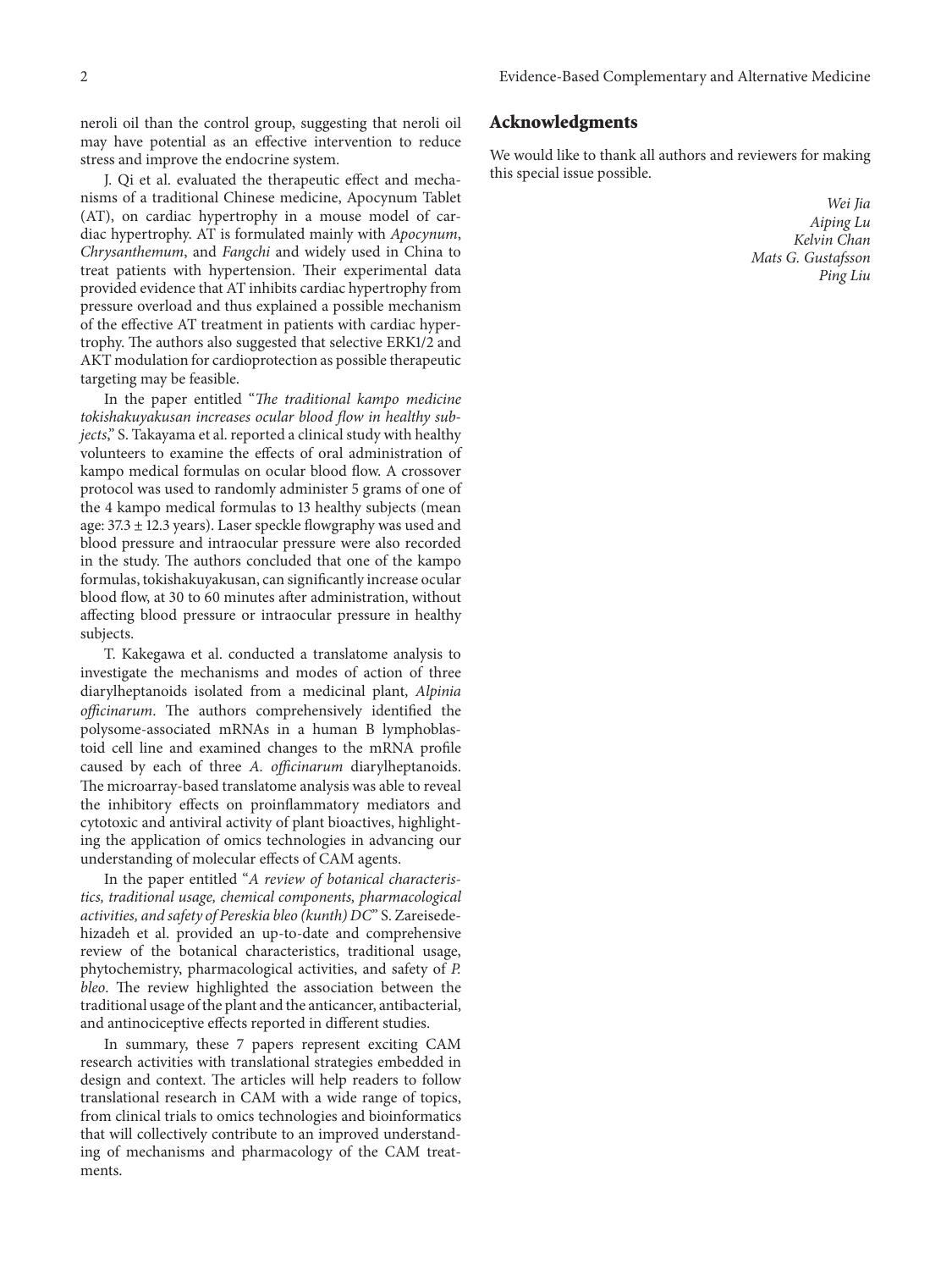neroli oil than the control group, suggesting that neroli oil may have potential as an effective intervention to reduce stress and improve the endocrine system.

J. Qi et al. evaluated the therapeutic effect and mechanisms of a traditional Chinese medicine, Apocynum Tablet (AT), on cardiac hypertrophy in a mouse model of cardiac hypertrophy. AT is formulated mainly with *Apocynum*, *Chrysanthemum*, and *Fangchi* and widely used in China to treat patients with hypertension. Their experimental data provided evidence that AT inhibits cardiac hypertrophy from pressure overload and thus explained a possible mechanism of the effective AT treatment in patients with cardiac hypertrophy. The authors also suggested that selective ERK1/2 and AKT modulation for cardioprotection as possible therapeutic targeting may be feasible.

In the paper entitled "*The traditional kampo medicine tokishakuyakusan increases ocular blood flow in healthy subjects*," S. Takayama et al. reported a clinical study with healthy volunteers to examine the effects of oral administration of kampo medical formulas on ocular blood flow. A crossover protocol was used to randomly administer 5 grams of one of the 4 kampo medical formulas to 13 healthy subjects (mean age: $37.3 \pm 12.3$ years). Laser speckle flowgraphy was used and blood pressure and intraocular pressure were also recorded in the study. The authors concluded that one of the kampo formulas, tokishakuyakusan, can significantly increase ocular blood flow, at 30 to 60 minutes after administration, without affecting blood pressure or intraocular pressure in healthy subjects.

T. Kakegawa et al. conducted a translatome analysis to investigate the mechanisms and modes of action of three diarylheptanoids isolated from a medicinal plant, *Alpinia officinarum*. The authors comprehensively identified the polysome-associated mRNAs in a human B lymphoblastoid cell line and examined changes to the mRNA profile caused by each of three *A. officinarum* diarylheptanoids. The microarray-based translatome analysis was able to reveal the inhibitory effects on proinflammatory mediators and cytotoxic and antiviral activity of plant bioactives, highlighting the application of omics technologies in advancing our understanding of molecular effects of CAM agents.

In the paper entitled "*A review of botanical characteristics, traditional usage, chemical components, pharmacological activities, and safety of Pereskia bleo (kunth) DC*" S. Zareisedehizadeh et al. provided an up-to-date and comprehensive review of the botanical characteristics, traditional usage, phytochemistry, pharmacological activities, and safety of *P. bleo*. The review highlighted the association between the traditional usage of the plant and the anticancer, antibacterial, and antinociceptive effects reported in different studies.

In summary, these 7 papers represent exciting CAM research activities with translational strategies embedded in design and context. The articles will help readers to follow translational research in CAM with a wide range of topics, from clinical trials to omics technologies and bioinformatics that will collectively contribute to an improved understanding of mechanisms and pharmacology of the CAM treatments.

## Acknowledgments

We would like to thank all authors and reviewers for making this special issue possible.

*Wei Jia*
*Aiping Lu*
*Kelvin Chan*
*Mats G. Gustafsson*
*Ping Liu*